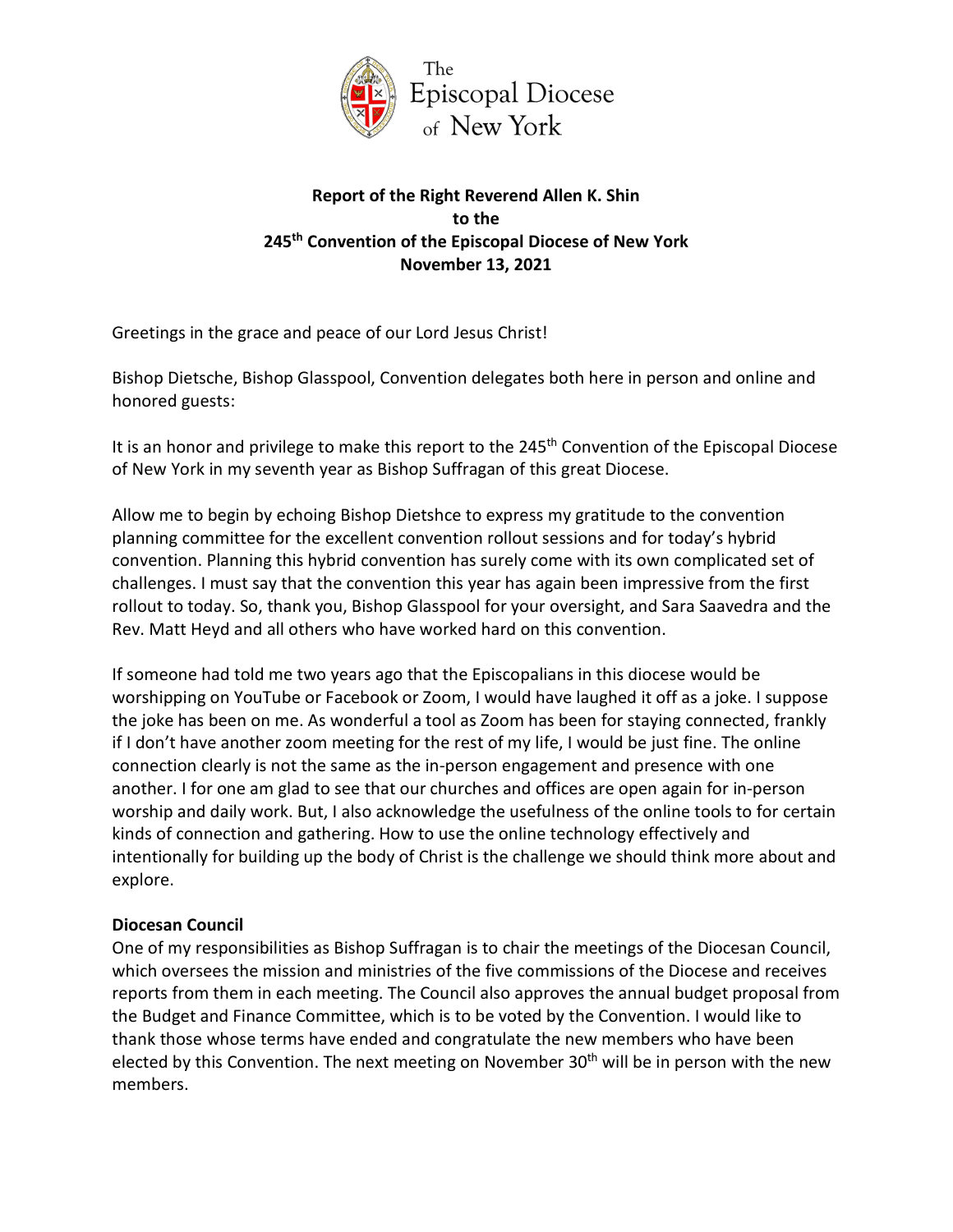The Episcopal Diocese of New York

**Report of the Right Reverend Allen K. Shin**
**to the**
**245th Convention of the Episcopal Diocese of New York**
**November 13, 2021**

Greetings in the grace and peace of our Lord Jesus Christ!

Bishop Dietsche, Bishop Glasspool, Convention delegates both here in person and online and honored guests:

It is an honor and privilege to make this report to the 245th Convention of the Episcopal Diocese of New York in my seventh year as Bishop Suffragan of this great Diocese.

Allow me to begin by echoing Bishop Dietshce to express my gratitude to the convention planning committee for the excellent convention rollout sessions and for today's hybrid convention. Planning this hybrid convention has surely come with its own complicated set of challenges. I must say that the convention this year has again been impressive from the first rollout to today. So, thank you, Bishop Glasspool for your oversight, and Sara Saavedra and the Rev. Matt Heyd and all others who have worked hard on this convention.

If someone had told me two years ago that the Episcopalians in this diocese would be worshipping on YouTube or Facebook or Zoom, I would have laughed it off as a joke. I suppose the joke has been on me. As wonderful a tool as Zoom has been for staying connected, frankly if I don't have another zoom meeting for the rest of my life, I would be just fine. The online connection clearly is not the same as the in-person engagement and presence with one another. I for one am glad to see that our churches and offices are open again for in-person worship and daily work. But, I also acknowledge the usefulness of the online tools to for certain kinds of connection and gathering. How to use the online technology effectively and intentionally for building up the body of Christ is the challenge we should think more about and explore.

**Diocesan Council**
One of my responsibilities as Bishop Suffragan is to chair the meetings of the Diocesan Council, which oversees the mission and ministries of the five commissions of the Diocese and receives reports from them in each meeting. The Council also approves the annual budget proposal from the Budget and Finance Committee, which is to be voted by the Convention. I would like to thank those whose terms have ended and congratulate the new members who have been elected by this Convention. The next meeting on November 30th will be in person with the new members.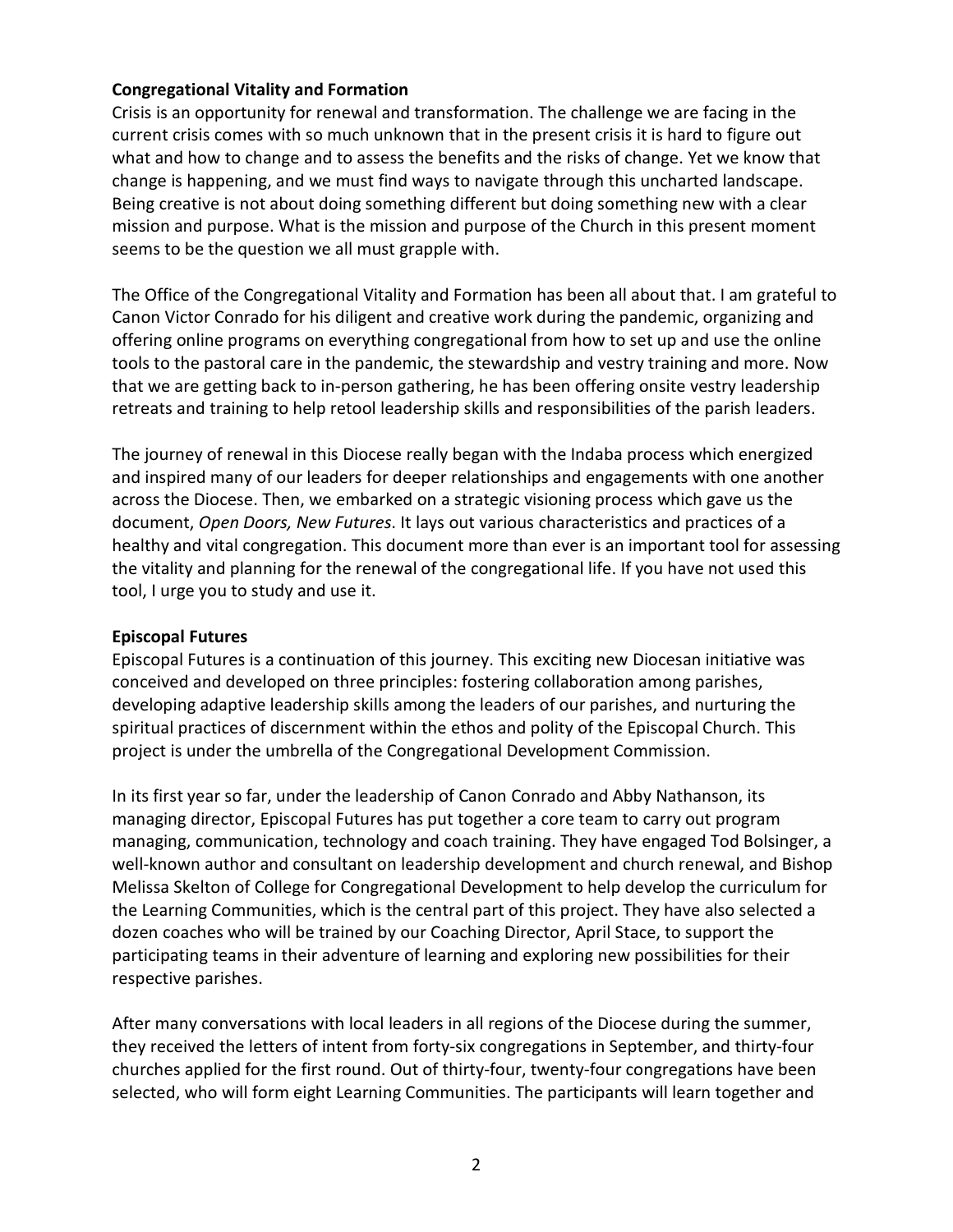**Congregational Vitality and Formation**

Crisis is an opportunity for renewal and transformation. The challenge we are facing in the current crisis comes with so much unknown that in the present crisis it is hard to figure out what and how to change and to assess the benefits and the risks of change. Yet we know that change is happening, and we must find ways to navigate through this uncharted landscape. Being creative is not about doing something different but doing something new with a clear mission and purpose. What is the mission and purpose of the Church in this present moment seems to be the question we all must grapple with.

The Office of the Congregational Vitality and Formation has been all about that. I am grateful to Canon Victor Conrado for his diligent and creative work during the pandemic, organizing and offering online programs on everything congregational from how to set up and use the online tools to the pastoral care in the pandemic, the stewardship and vestry training and more. Now that we are getting back to in-person gathering, he has been offering onsite vestry leadership retreats and training to help retool leadership skills and responsibilities of the parish leaders.

The journey of renewal in this Diocese really began with the Indaba process which energized and inspired many of our leaders for deeper relationships and engagements with one another across the Diocese. Then, we embarked on a strategic visioning process which gave us the document, *Open Doors, New Futures*. It lays out various characteristics and practices of a healthy and vital congregation. This document more than ever is an important tool for assessing the vitality and planning for the renewal of the congregational life. If you have not used this tool, I urge you to study and use it.

**Episcopal Futures**

Episcopal Futures is a continuation of this journey. This exciting new Diocesan initiative was conceived and developed on three principles: fostering collaboration among parishes, developing adaptive leadership skills among the leaders of our parishes, and nurturing the spiritual practices of discernment within the ethos and polity of the Episcopal Church. This project is under the umbrella of the Congregational Development Commission.

In its first year so far, under the leadership of Canon Conrado and Abby Nathanson, its managing director, Episcopal Futures has put together a core team to carry out program managing, communication, technology and coach training. They have engaged Tod Bolsinger, a well-known author and consultant on leadership development and church renewal, and Bishop Melissa Skelton of College for Congregational Development to help develop the curriculum for the Learning Communities, which is the central part of this project. They have also selected a dozen coaches who will be trained by our Coaching Director, April Stace, to support the participating teams in their adventure of learning and exploring new possibilities for their respective parishes.

After many conversations with local leaders in all regions of the Diocese during the summer, they received the letters of intent from forty-six congregations in September, and thirty-four churches applied for the first round. Out of thirty-four, twenty-four congregations have been selected, who will form eight Learning Communities. The participants will learn together and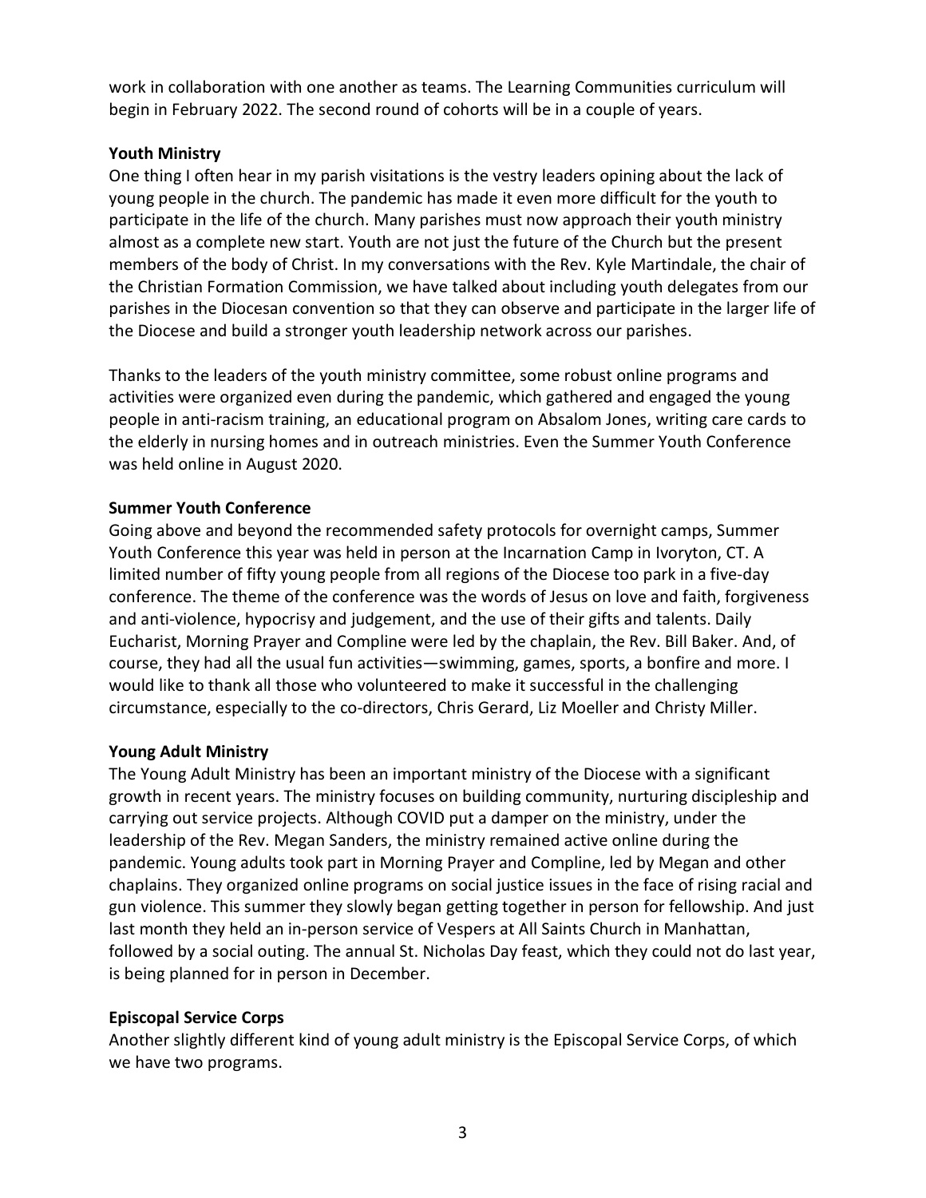work in collaboration with one another as teams. The Learning Communities curriculum will begin in February 2022. The second round of cohorts will be in a couple of years.

**Youth Ministry**

One thing I often hear in my parish visitations is the vestry leaders opining about the lack of young people in the church. The pandemic has made it even more difficult for the youth to participate in the life of the church. Many parishes must now approach their youth ministry almost as a complete new start. Youth are not just the future of the Church but the present members of the body of Christ. In my conversations with the Rev. Kyle Martindale, the chair of the Christian Formation Commission, we have talked about including youth delegates from our parishes in the Diocesan convention so that they can observe and participate in the larger life of the Diocese and build a stronger youth leadership network across our parishes.

Thanks to the leaders of the youth ministry committee, some robust online programs and activities were organized even during the pandemic, which gathered and engaged the young people in anti-racism training, an educational program on Absalom Jones, writing care cards to the elderly in nursing homes and in outreach ministries. Even the Summer Youth Conference was held online in August 2020.

**Summer Youth Conference**

Going above and beyond the recommended safety protocols for overnight camps, Summer Youth Conference this year was held in person at the Incarnation Camp in Ivoryton, CT. A limited number of fifty young people from all regions of the Diocese too park in a five-day conference. The theme of the conference was the words of Jesus on love and faith, forgiveness and anti-violence, hypocrisy and judgement, and the use of their gifts and talents. Daily Eucharist, Morning Prayer and Compline were led by the chaplain, the Rev. Bill Baker. And, of course, they had all the usual fun activities—swimming, games, sports, a bonfire and more. I would like to thank all those who volunteered to make it successful in the challenging circumstance, especially to the co-directors, Chris Gerard, Liz Moeller and Christy Miller.

**Young Adult Ministry**

The Young Adult Ministry has been an important ministry of the Diocese with a significant growth in recent years. The ministry focuses on building community, nurturing discipleship and carrying out service projects. Although COVID put a damper on the ministry, under the leadership of the Rev. Megan Sanders, the ministry remained active online during the pandemic. Young adults took part in Morning Prayer and Compline, led by Megan and other chaplains. They organized online programs on social justice issues in the face of rising racial and gun violence. This summer they slowly began getting together in person for fellowship. And just last month they held an in-person service of Vespers at All Saints Church in Manhattan, followed by a social outing. The annual St. Nicholas Day feast, which they could not do last year, is being planned for in person in December.

**Episcopal Service Corps**

Another slightly different kind of young adult ministry is the Episcopal Service Corps, of which we have two programs.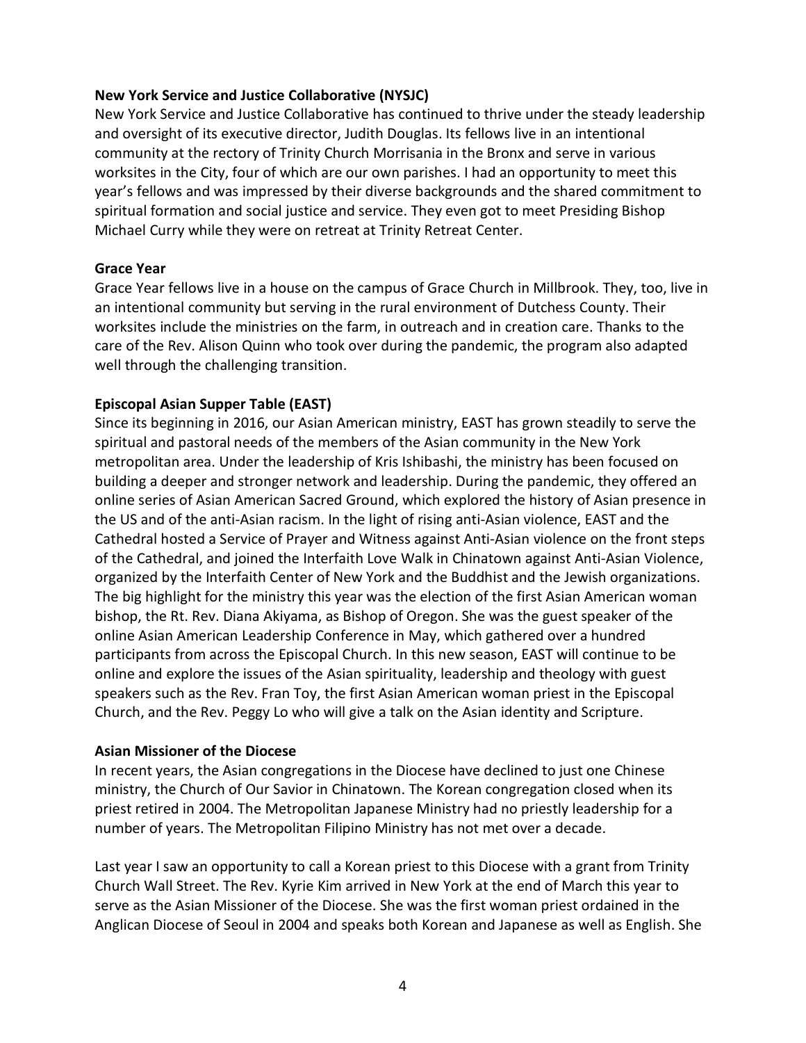**New York Service and Justice Collaborative (NYSJC)**

New York Service and Justice Collaborative has continued to thrive under the steady leadership and oversight of its executive director, Judith Douglas. Its fellows live in an intentional community at the rectory of Trinity Church Morrisania in the Bronx and serve in various worksites in the City, four of which are our own parishes. I had an opportunity to meet this year's fellows and was impressed by their diverse backgrounds and the shared commitment to spiritual formation and social justice and service. They even got to meet Presiding Bishop Michael Curry while they were on retreat at Trinity Retreat Center.

**Grace Year**

Grace Year fellows live in a house on the campus of Grace Church in Millbrook. They, too, live in an intentional community but serving in the rural environment of Dutchess County. Their worksites include the ministries on the farm, in outreach and in creation care. Thanks to the care of the Rev. Alison Quinn who took over during the pandemic, the program also adapted well through the challenging transition.

**Episcopal Asian Supper Table (EAST)**

Since its beginning in 2016, our Asian American ministry, EAST has grown steadily to serve the spiritual and pastoral needs of the members of the Asian community in the New York metropolitan area. Under the leadership of Kris Ishibashi, the ministry has been focused on building a deeper and stronger network and leadership. During the pandemic, they offered an online series of Asian American Sacred Ground, which explored the history of Asian presence in the US and of the anti-Asian racism. In the light of rising anti-Asian violence, EAST and the Cathedral hosted a Service of Prayer and Witness against Anti-Asian violence on the front steps of the Cathedral, and joined the Interfaith Love Walk in Chinatown against Anti-Asian Violence, organized by the Interfaith Center of New York and the Buddhist and the Jewish organizations. The big highlight for the ministry this year was the election of the first Asian American woman bishop, the Rt. Rev. Diana Akiyama, as Bishop of Oregon. She was the guest speaker of the online Asian American Leadership Conference in May, which gathered over a hundred participants from across the Episcopal Church. In this new season, EAST will continue to be online and explore the issues of the Asian spirituality, leadership and theology with guest speakers such as the Rev. Fran Toy, the first Asian American woman priest in the Episcopal Church, and the Rev. Peggy Lo who will give a talk on the Asian identity and Scripture.

**Asian Missioner of the Diocese**

In recent years, the Asian congregations in the Diocese have declined to just one Chinese ministry, the Church of Our Savior in Chinatown. The Korean congregation closed when its priest retired in 2004. The Metropolitan Japanese Ministry had no priestly leadership for a number of years. The Metropolitan Filipino Ministry has not met over a decade.

Last year I saw an opportunity to call a Korean priest to this Diocese with a grant from Trinity Church Wall Street. The Rev. Kyrie Kim arrived in New York at the end of March this year to serve as the Asian Missioner of the Diocese. She was the first woman priest ordained in the Anglican Diocese of Seoul in 2004 and speaks both Korean and Japanese as well as English. She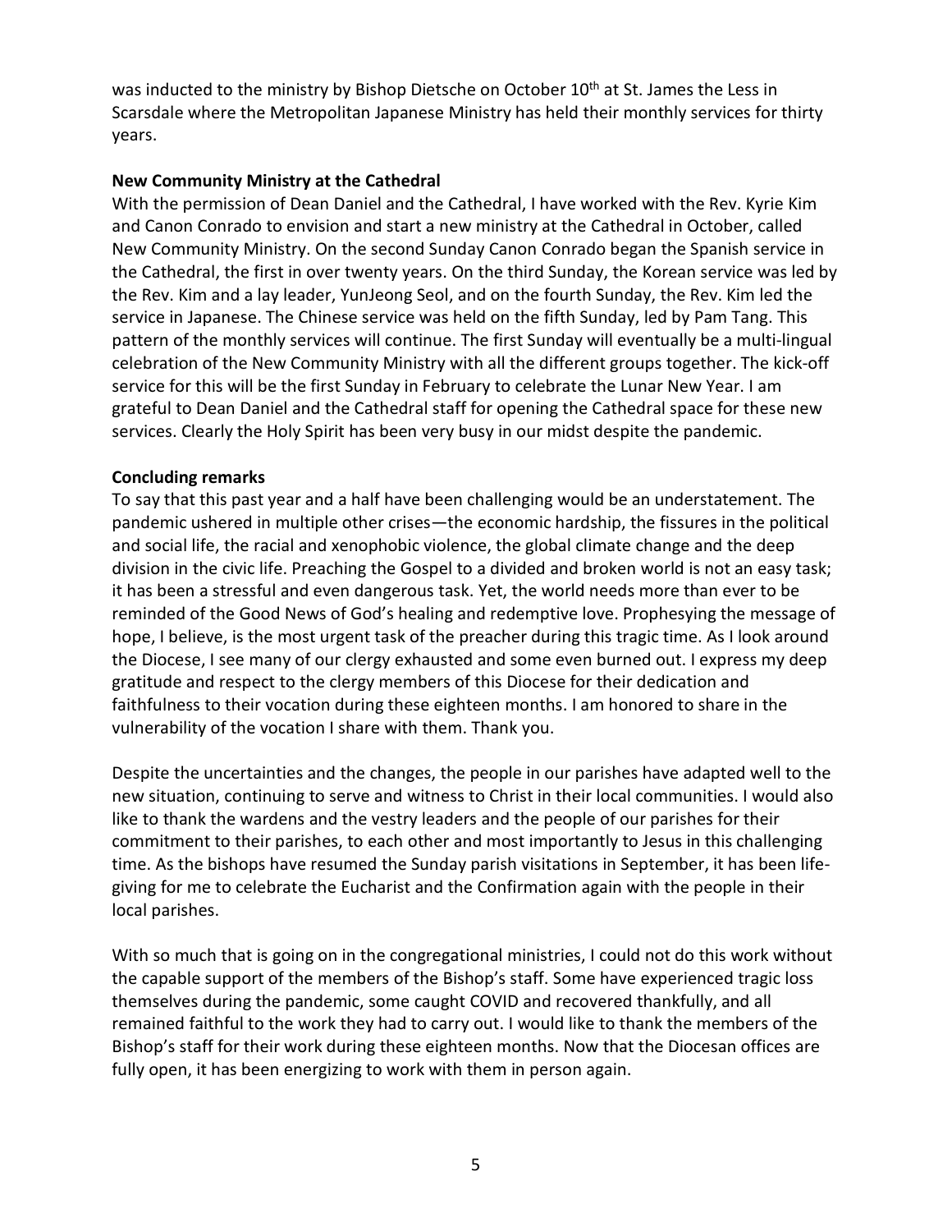was inducted to the ministry by Bishop Dietsche on October 10th at St. James the Less in Scarsdale where the Metropolitan Japanese Ministry has held their monthly services for thirty years.

**New Community Ministry at the Cathedral**

With the permission of Dean Daniel and the Cathedral, I have worked with the Rev. Kyrie Kim and Canon Conrado to envision and start a new ministry at the Cathedral in October, called New Community Ministry. On the second Sunday Canon Conrado began the Spanish service in the Cathedral, the first in over twenty years. On the third Sunday, the Korean service was led by the Rev. Kim and a lay leader, YunJeong Seol, and on the fourth Sunday, the Rev. Kim led the service in Japanese. The Chinese service was held on the fifth Sunday, led by Pam Tang. This pattern of the monthly services will continue. The first Sunday will eventually be a multi-lingual celebration of the New Community Ministry with all the different groups together. The kick-off service for this will be the first Sunday in February to celebrate the Lunar New Year. I am grateful to Dean Daniel and the Cathedral staff for opening the Cathedral space for these new services. Clearly the Holy Spirit has been very busy in our midst despite the pandemic.

**Concluding remarks**

To say that this past year and a half have been challenging would be an understatement. The pandemic ushered in multiple other crises—the economic hardship, the fissures in the political and social life, the racial and xenophobic violence, the global climate change and the deep division in the civic life. Preaching the Gospel to a divided and broken world is not an easy task; it has been a stressful and even dangerous task. Yet, the world needs more than ever to be reminded of the Good News of God's healing and redemptive love. Prophesying the message of hope, I believe, is the most urgent task of the preacher during this tragic time. As I look around the Diocese, I see many of our clergy exhausted and some even burned out. I express my deep gratitude and respect to the clergy members of this Diocese for their dedication and faithfulness to their vocation during these eighteen months. I am honored to share in the vulnerability of the vocation I share with them. Thank you.

Despite the uncertainties and the changes, the people in our parishes have adapted well to the new situation, continuing to serve and witness to Christ in their local communities. I would also like to thank the wardens and the vestry leaders and the people of our parishes for their commitment to their parishes, to each other and most importantly to Jesus in this challenging time. As the bishops have resumed the Sunday parish visitations in September, it has been life-giving for me to celebrate the Eucharist and the Confirmation again with the people in their local parishes.

With so much that is going on in the congregational ministries, I could not do this work without the capable support of the members of the Bishop's staff. Some have experienced tragic loss themselves during the pandemic, some caught COVID and recovered thankfully, and all remained faithful to the work they had to carry out. I would like to thank the members of the Bishop's staff for their work during these eighteen months. Now that the Diocesan offices are fully open, it has been energizing to work with them in person again.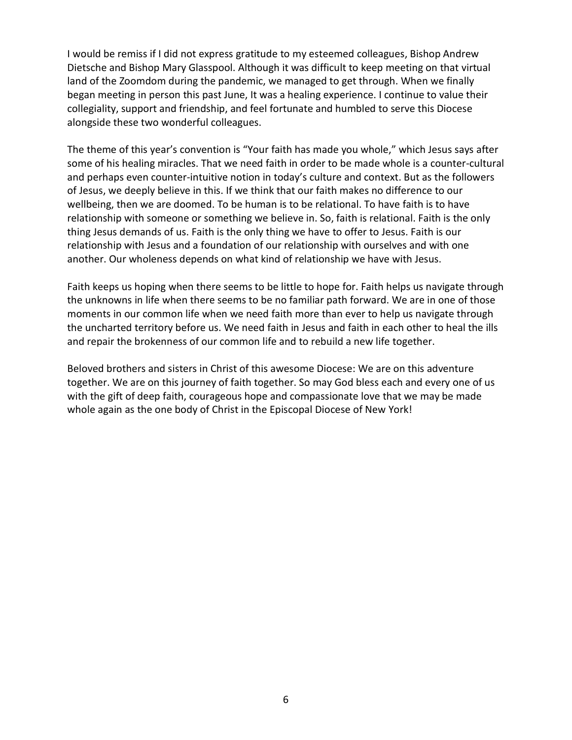I would be remiss if I did not express gratitude to my esteemed colleagues, Bishop Andrew Dietsche and Bishop Mary Glasspool. Although it was difficult to keep meeting on that virtual land of the Zoomdom during the pandemic, we managed to get through. When we finally began meeting in person this past June, It was a healing experience. I continue to value their collegiality, support and friendship, and feel fortunate and humbled to serve this Diocese alongside these two wonderful colleagues.

The theme of this year's convention is "Your faith has made you whole," which Jesus says after some of his healing miracles. That we need faith in order to be made whole is a counter-cultural and perhaps even counter-intuitive notion in today's culture and context. But as the followers of Jesus, we deeply believe in this. If we think that our faith makes no difference to our wellbeing, then we are doomed. To be human is to be relational. To have faith is to have relationship with someone or something we believe in. So, faith is relational. Faith is the only thing Jesus demands of us. Faith is the only thing we have to offer to Jesus. Faith is our relationship with Jesus and a foundation of our relationship with ourselves and with one another. Our wholeness depends on what kind of relationship we have with Jesus.

Faith keeps us hoping when there seems to be little to hope for. Faith helps us navigate through the unknowns in life when there seems to be no familiar path forward. We are in one of those moments in our common life when we need faith more than ever to help us navigate through the uncharted territory before us. We need faith in Jesus and faith in each other to heal the ills and repair the brokenness of our common life and to rebuild a new life together.

Beloved brothers and sisters in Christ of this awesome Diocese: We are on this adventure together. We are on this journey of faith together. So may God bless each and every one of us with the gift of deep faith, courageous hope and compassionate love that we may be made whole again as the one body of Christ in the Episcopal Diocese of New York!